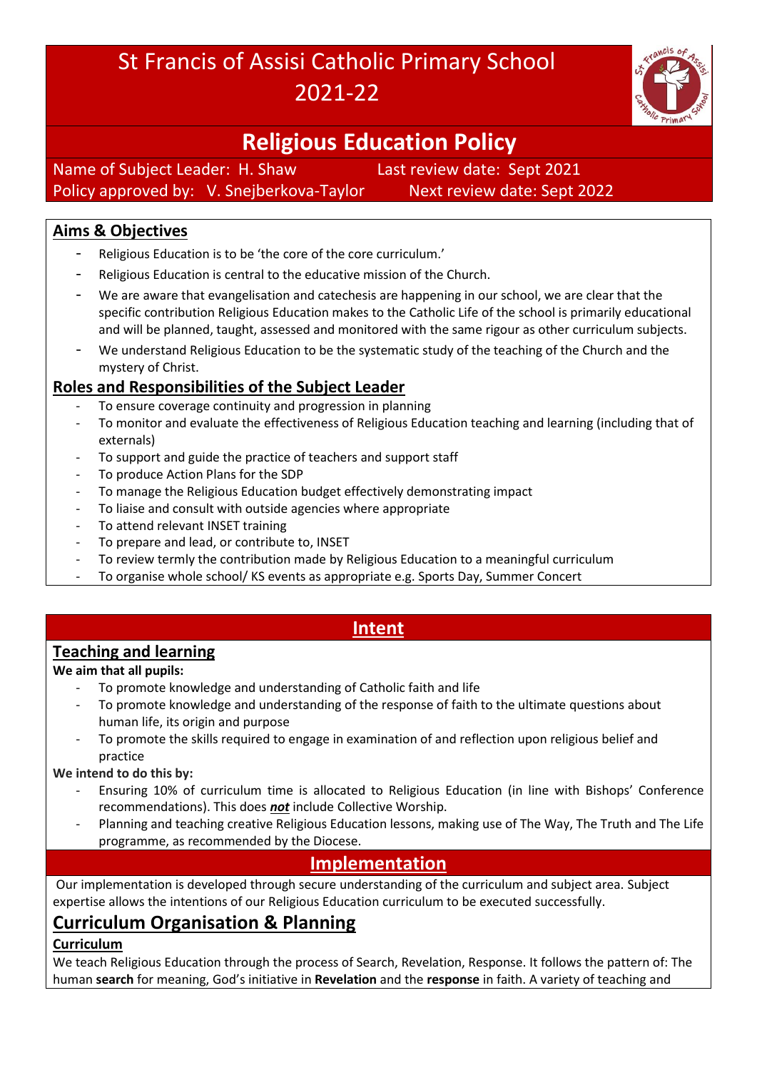# St Francis of Assisi Catholic Primary School 2021-22

## Religious Education Policy

Name of Subject Leader: H. Shaw    Last review date: Sept 2021
Policy approved by: V. Snejberkova-Taylor    Next review date: Sept 2022

### Aims & Objectives

- Religious Education is to be 'the core of the core curriculum.'
- Religious Education is central to the educative mission of the Church.
- We are aware that evangelisation and catechesis are happening in our school, we are clear that the specific contribution Religious Education makes to the Catholic Life of the school is primarily educational and will be planned, taught, assessed and monitored with the same rigour as other curriculum subjects.
- We understand Religious Education to be the systematic study of the teaching of the Church and the mystery of Christ.

### Roles and Responsibilities of the Subject Leader

- To ensure coverage continuity and progression in planning
- To monitor and evaluate the effectiveness of Religious Education teaching and learning (including that of externals)
- To support and guide the practice of teachers and support staff
- To produce Action Plans for the SDP
- To manage the Religious Education budget effectively demonstrating impact
- To liaise and consult with outside agencies where appropriate
- To attend relevant INSET training
- To prepare and lead, or contribute to, INSET
- To review termly the contribution made by Religious Education to a meaningful curriculum
- To organise whole school/ KS events as appropriate e.g. Sports Day, Summer Concert

## Intent

### Teaching and learning

**We aim that all pupils:**

- To promote knowledge and understanding of Catholic faith and life
- To promote knowledge and understanding of the response of faith to the ultimate questions about human life, its origin and purpose
- To promote the skills required to engage in examination of and reflection upon religious belief and practice

**We intend to do this by:**

- Ensuring 10% of curriculum time is allocated to Religious Education (in line with Bishops' Conference recommendations). This does ***not*** include Collective Worship.
- Planning and teaching creative Religious Education lessons, making use of The Way, The Truth and The Life programme, as recommended by the Diocese.

## Implementation

Our implementation is developed through secure understanding of the curriculum and subject area. Subject expertise allows the intentions of our Religious Education curriculum to be executed successfully.

## Curriculum Organisation & Planning

### Curriculum

We teach Religious Education through the process of Search, Revelation, Response. It follows the pattern of: The human **search** for meaning, God's initiative in **Revelation** and the **response** in faith. A variety of teaching and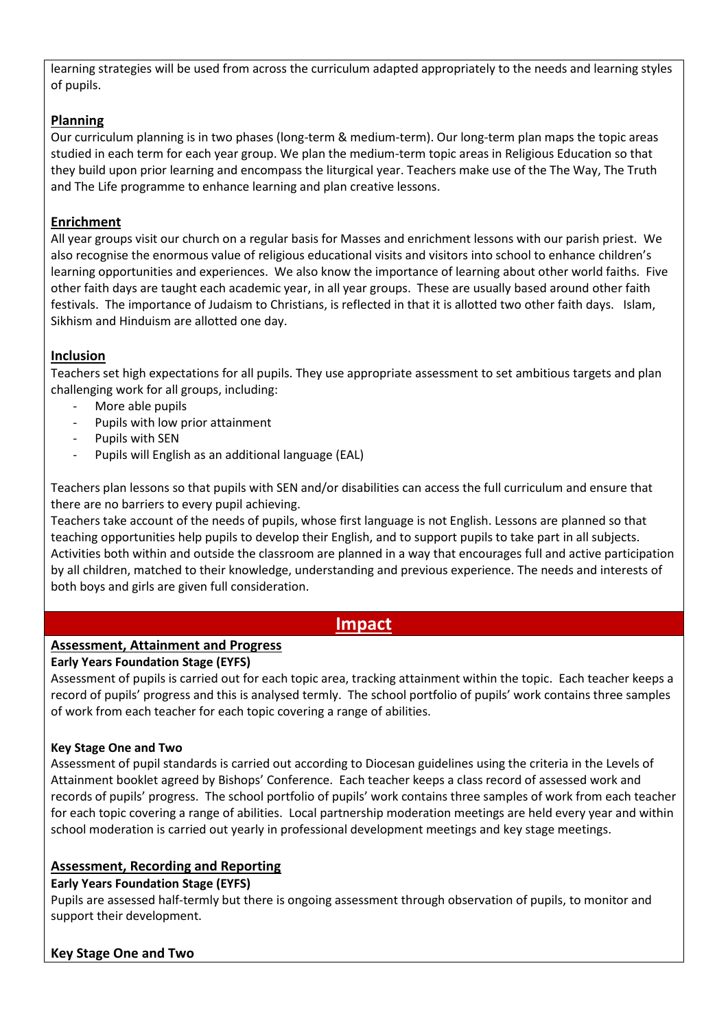learning strategies will be used from across the curriculum adapted appropriately to the needs and learning styles of pupils.

### Planning

Our curriculum planning is in two phases (long-term & medium-term). Our long-term plan maps the topic areas studied in each term for each year group. We plan the medium-term topic areas in Religious Education so that they build upon prior learning and encompass the liturgical year. Teachers make use of the The Way, The Truth and The Life programme to enhance learning and plan creative lessons.

### Enrichment

All year groups visit our church on a regular basis for Masses and enrichment lessons with our parish priest. We also recognise the enormous value of religious educational visits and visitors into school to enhance children's learning opportunities and experiences. We also know the importance of learning about other world faiths. Five other faith days are taught each academic year, in all year groups. These are usually based around other faith festivals. The importance of Judaism to Christians, is reflected in that it is allotted two other faith days. Islam, Sikhism and Hinduism are allotted one day.

### Inclusion

Teachers set high expectations for all pupils. They use appropriate assessment to set ambitious targets and plan challenging work for all groups, including:

- More able pupils
- Pupils with low prior attainment
- Pupils with SEN
- Pupils will English as an additional language (EAL)

Teachers plan lessons so that pupils with SEN and/or disabilities can access the full curriculum and ensure that there are no barriers to every pupil achieving.

Teachers take account of the needs of pupils, whose first language is not English. Lessons are planned so that teaching opportunities help pupils to develop their English, and to support pupils to take part in all subjects. Activities both within and outside the classroom are planned in a way that encourages full and active participation by all children, matched to their knowledge, understanding and previous experience. The needs and interests of both boys and girls are given full consideration.

## Impact

### Assessment, Attainment and Progress

**Early Years Foundation Stage (EYFS)**

Assessment of pupils is carried out for each topic area, tracking attainment within the topic. Each teacher keeps a record of pupils' progress and this is analysed termly. The school portfolio of pupils' work contains three samples of work from each teacher for each topic covering a range of abilities.

**Key Stage One and Two**

Assessment of pupil standards is carried out according to Diocesan guidelines using the criteria in the Levels of Attainment booklet agreed by Bishops' Conference. Each teacher keeps a class record of assessed work and records of pupils' progress. The school portfolio of pupils' work contains three samples of work from each teacher for each topic covering a range of abilities. Local partnership moderation meetings are held every year and within school moderation is carried out yearly in professional development meetings and key stage meetings.

### Assessment, Recording and Reporting

**Early Years Foundation Stage (EYFS)**

Pupils are assessed half-termly but there is ongoing assessment through observation of pupils, to monitor and support their development.

**Key Stage One and Two**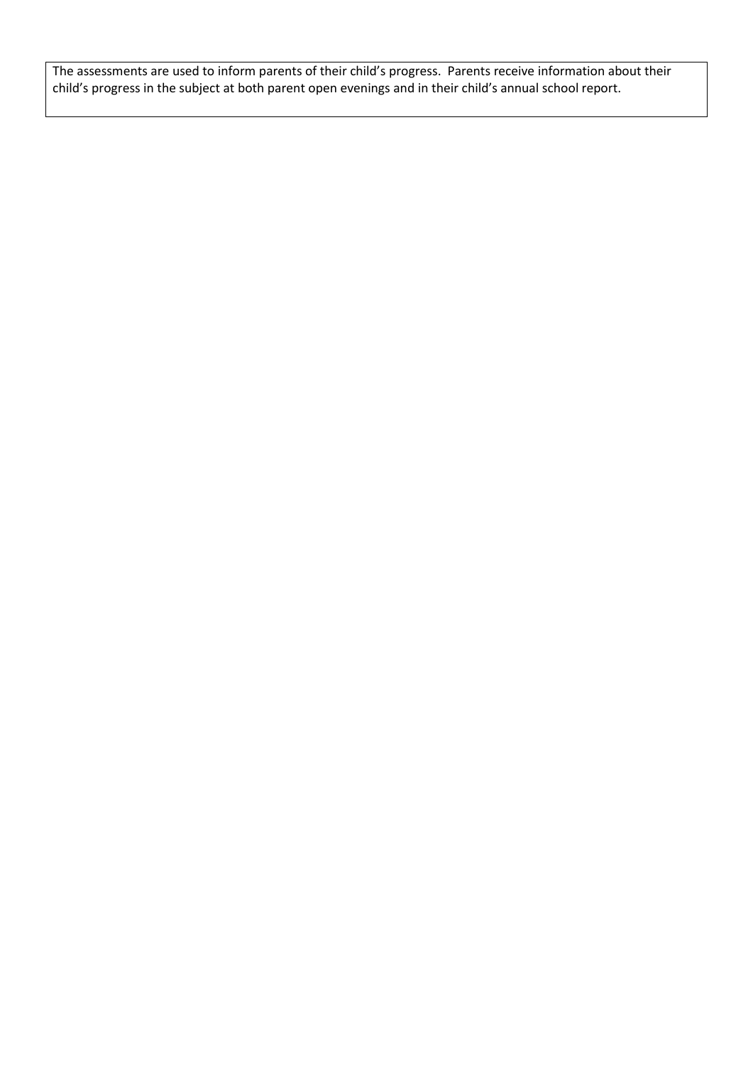The assessments are used to inform parents of their child's progress. Parents receive information about their child's progress in the subject at both parent open evenings and in their child's annual school report.